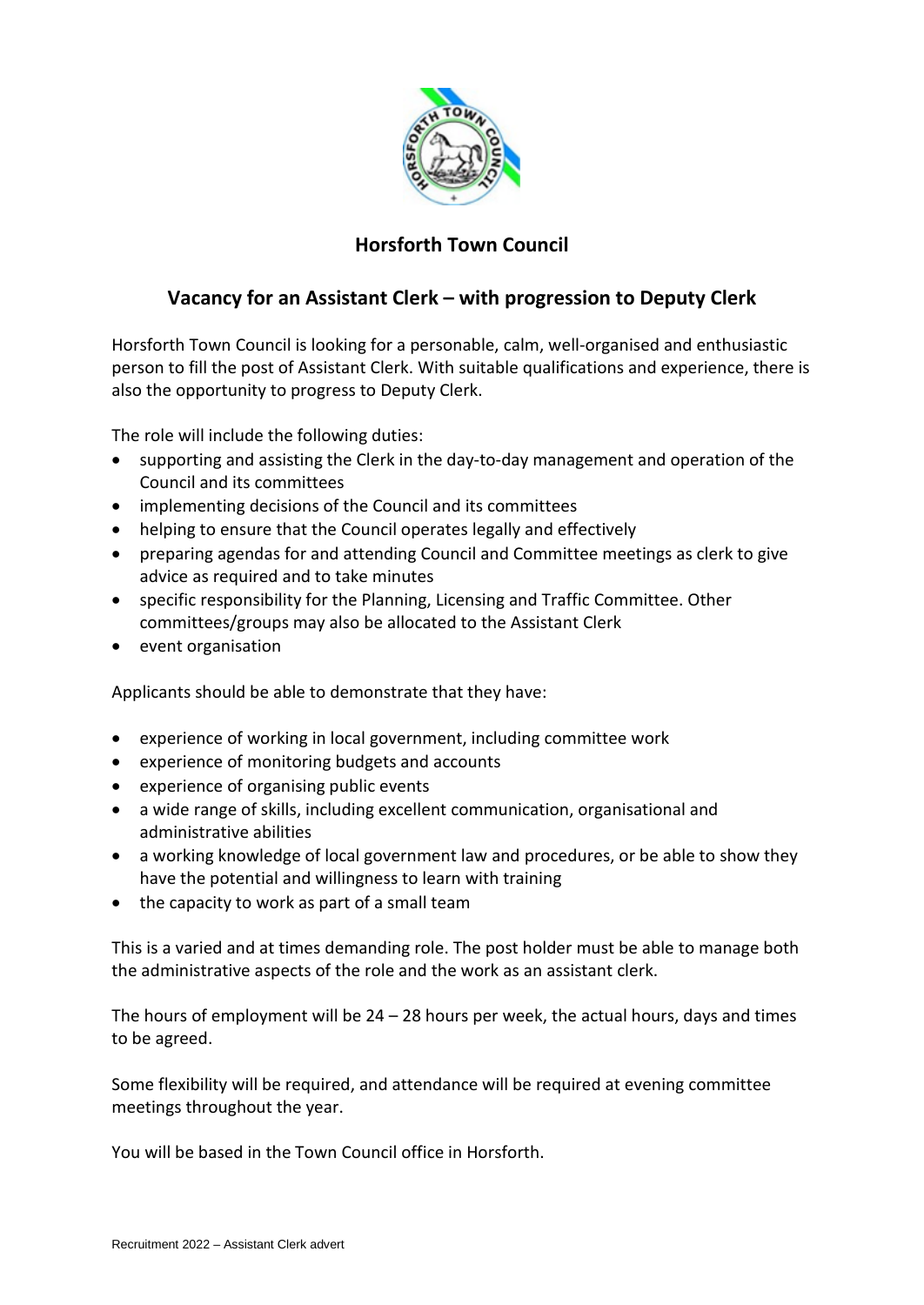# Horsforth Town Council

## Vacancy for an Assistant Clerk – with progression to Deputy Clerk

Horsforth Town Council is looking for a personable, calm, well-organised and enthusiastic person to fill the post of Assistant Clerk. With suitable qualifications and experience, there is also the opportunity to progress to Deputy Clerk.

The role will include the following duties:

- supporting and assisting the Clerk in the day-to-day management and operation of the Council and its committees
- implementing decisions of the Council and its committees
- helping to ensure that the Council operates legally and effectively
- preparing agendas for and attending Council and Committee meetings as clerk to give advice as required and to take minutes
- specific responsibility for the Planning, Licensing and Traffic Committee. Other committees/groups may also be allocated to the Assistant Clerk
- event organisation

Applicants should be able to demonstrate that they have:

- experience of working in local government, including committee work
- experience of monitoring budgets and accounts
- experience of organising public events
- a wide range of skills, including excellent communication, organisational and administrative abilities
- a working knowledge of local government law and procedures, or be able to show they have the potential and willingness to learn with training
- the capacity to work as part of a small team

This is a varied and at times demanding role. The post holder must be able to manage both the administrative aspects of the role and the work as an assistant clerk.

The hours of employment will be 24 – 28 hours per week, the actual hours, days and times to be agreed.

Some flexibility will be required, and attendance will be required at evening committee meetings throughout the year.

You will be based in the Town Council office in Horsforth.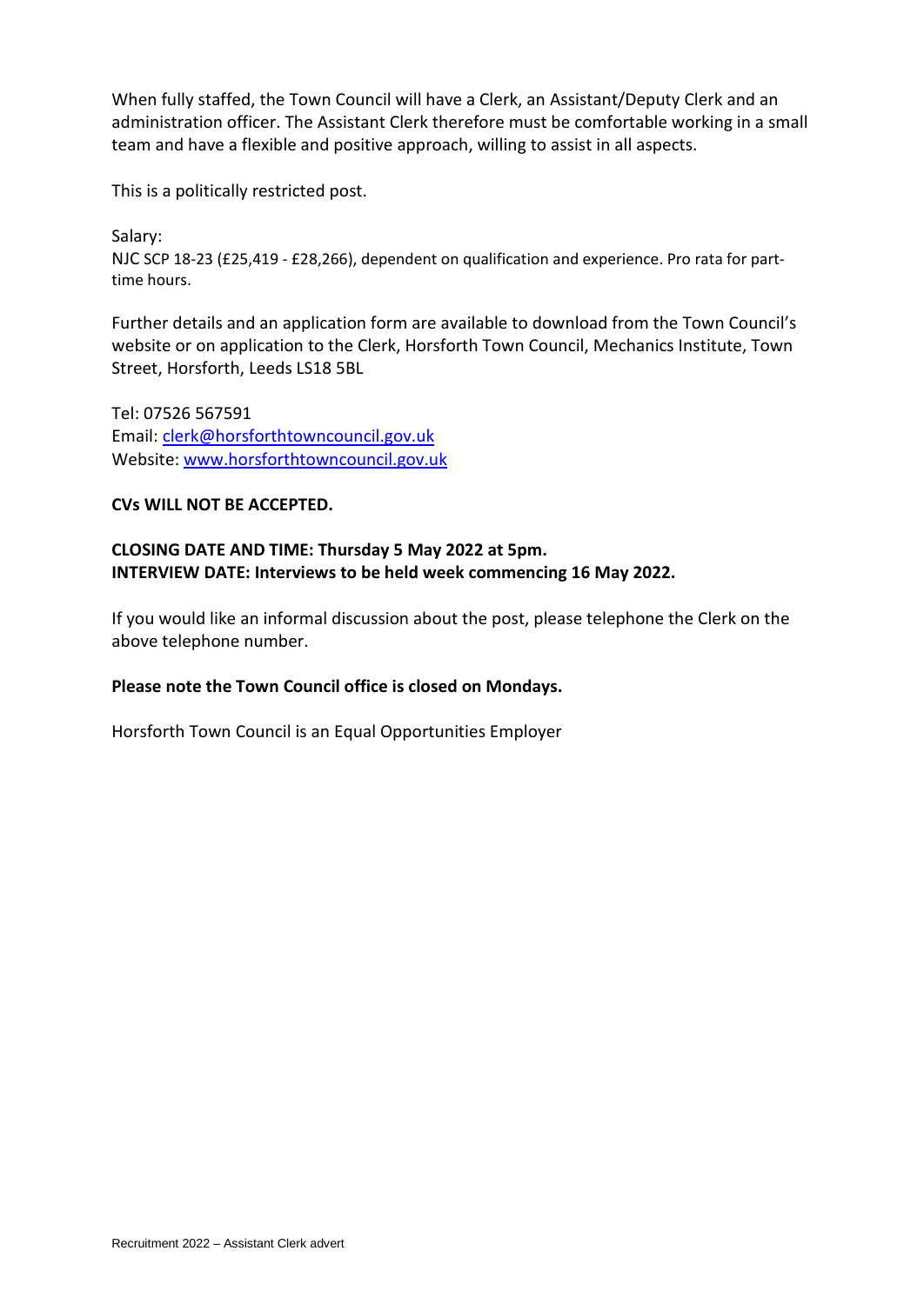When fully staffed, the Town Council will have a Clerk, an Assistant/Deputy Clerk and an administration officer. The Assistant Clerk therefore must be comfortable working in a small team and have a flexible and positive approach, willing to assist in all aspects.

This is a politically restricted post.

Salary:
NJC SCP 18-23 (£25,419 - £28,266), dependent on qualification and experience. Pro rata for part-time hours.

Further details and an application form are available to download from the Town Council's website or on application to the Clerk, Horsforth Town Council, Mechanics Institute, Town Street, Horsforth, Leeds LS18 5BL

Tel: 07526 567591
Email: clerk@horsforthtowncouncil.gov.uk
Website: www.horsforthtowncouncil.gov.uk

**CVs WILL NOT BE ACCEPTED.**

**CLOSING DATE AND TIME: Thursday 5 May 2022 at 5pm.**
**INTERVIEW DATE: Interviews to be held week commencing 16 May 2022.**

If you would like an informal discussion about the post, please telephone the Clerk on the above telephone number.

**Please note the Town Council office is closed on Mondays.**

Horsforth Town Council is an Equal Opportunities Employer